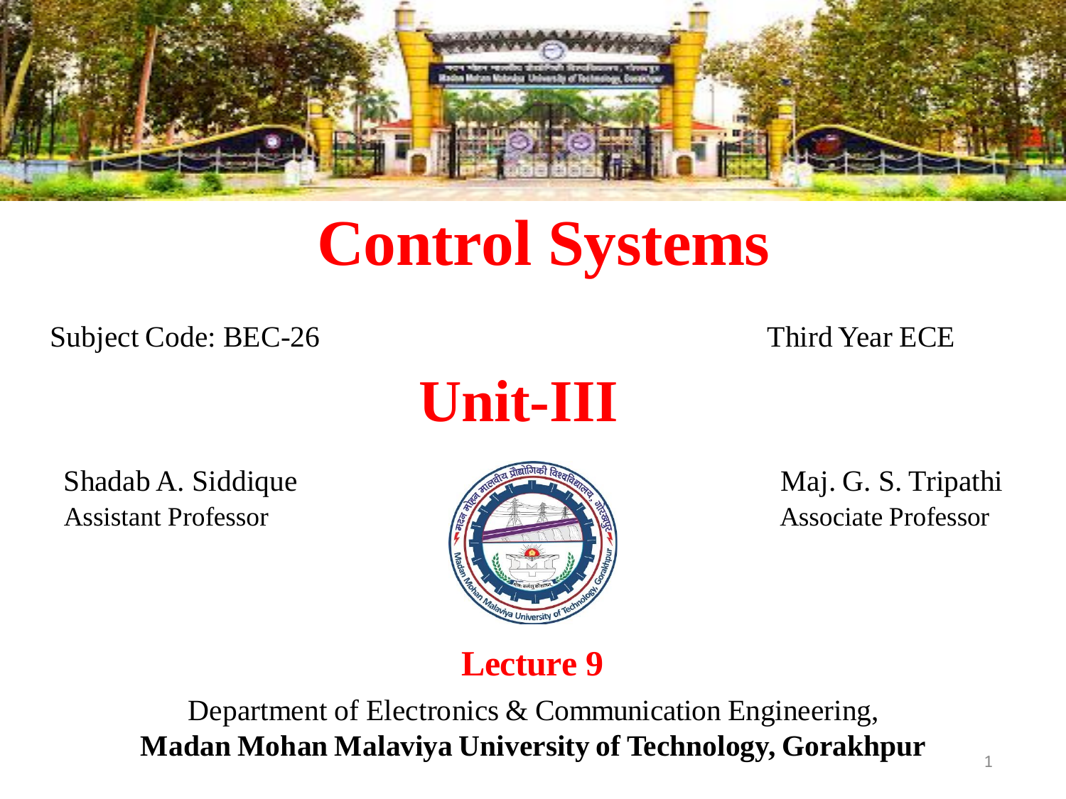# Control Systems

Subject Code: BEC-26

Third Year ECE

## Unit-III

Shadab A. Siddique
Assistant Professor

Maj. G. S. Tripathi
Associate Professor

**Lecture 9**

Department of Electronics & Communication Engineering,
**Madan Mohan Malaviya University of Technology, Gorakhpur**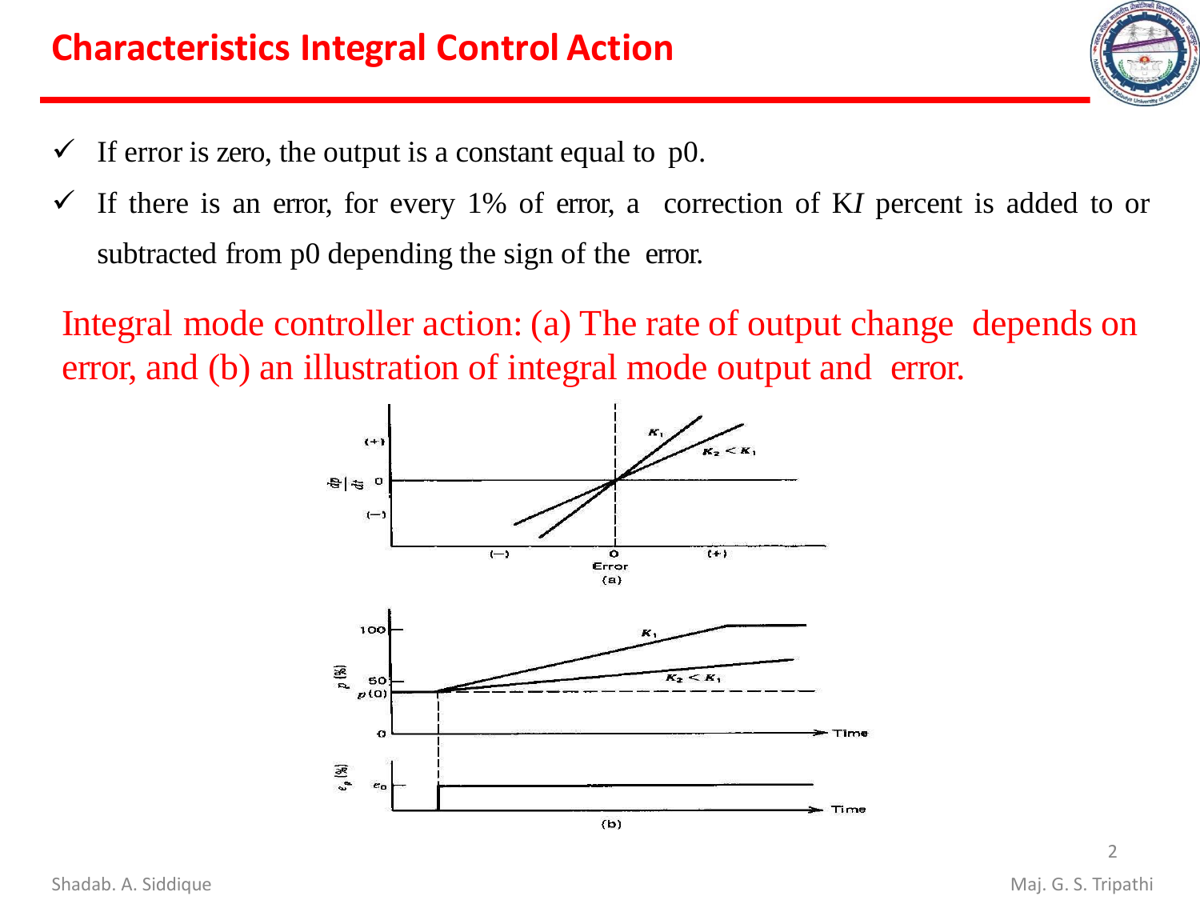# Characteristics Integral Control Action

- ✓ If error is zero, the output is a constant equal to p0.
- ✓ If there is an error, for every 1% of error, a correction of K*I* percent is added to or subtracted from p0 depending the sign of the error.

Integral mode controller action: (a) The rate of output change depends on error, and (b) an illustration of integral mode output and error.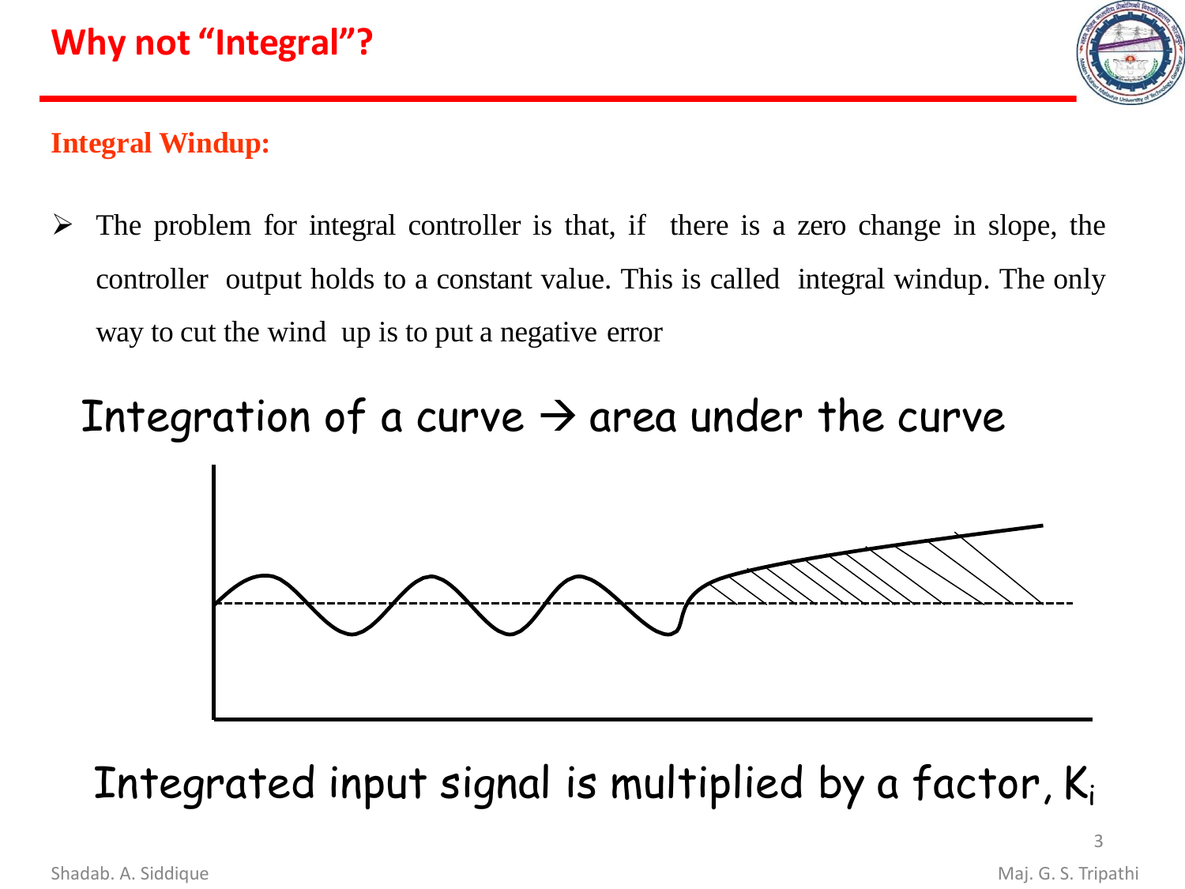# Why not "Integral"?

**Integral Windup:**

- The problem for integral controller is that, if there is a zero change in slope, the controller output holds to a constant value. This is called integral windup. The only way to cut the wind up is to put a negative error

Integration of a curve → area under the curve

Integrated input signal is multiplied by a factor, $K_i$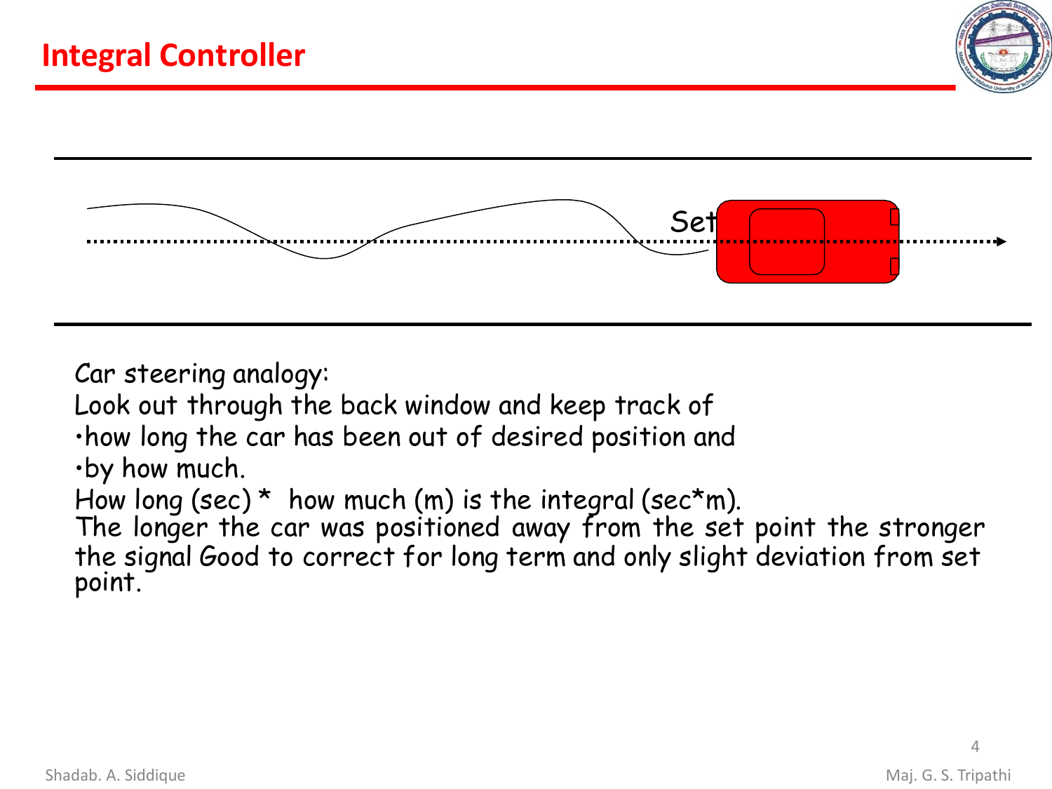# Integral Controller

Set

Car steering analogy:

Look out through the back window and keep track of

- how long the car has been out of desired position and
- by how much.

How long (sec) * how much (m) is the integral (sec*m).

The longer the car was positioned away from the set point the stronger the signal Good to correct for long term and only slight deviation from set point.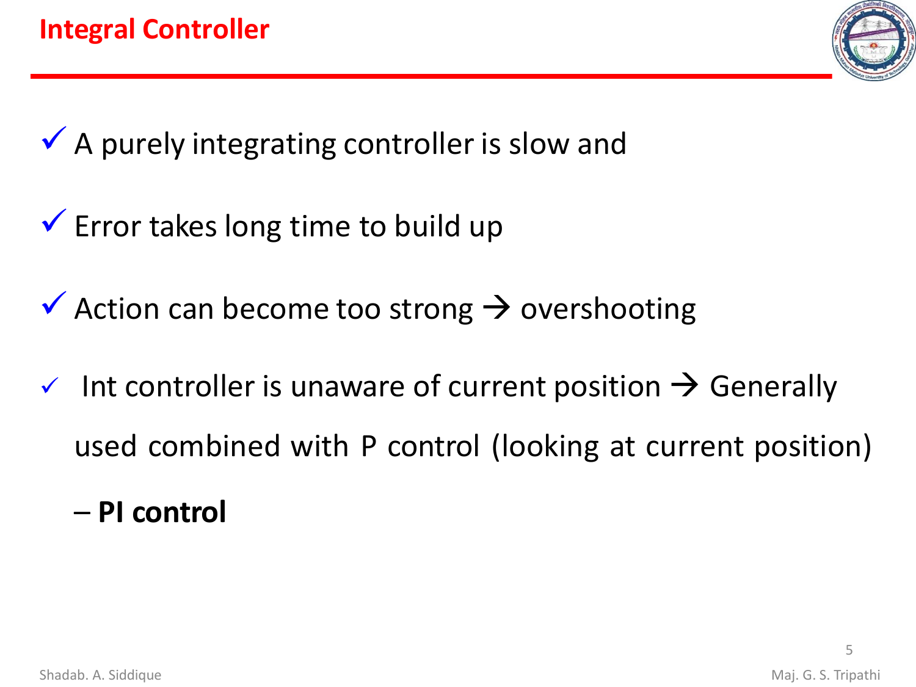# Integral Controller

- ✓ A purely integrating controller is slow and
- ✓ Error takes long time to build up
- ✓ Action can become too strong → overshooting
- ✓ Int controller is unaware of current position → Generally used combined with P control (looking at current position)
  – **PI control**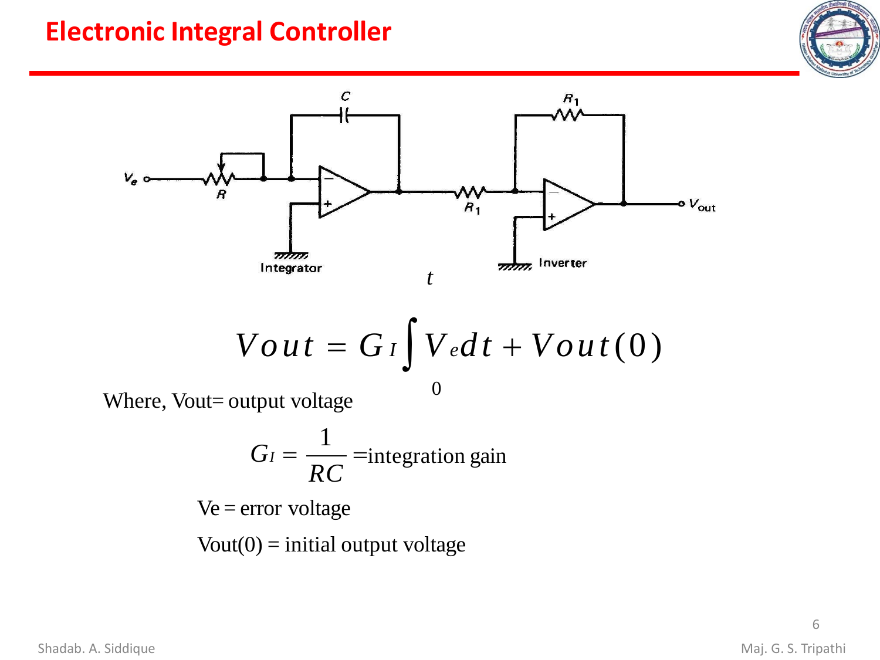# Electronic Integral Controller

$$V_{out} = G_I \int_0^t V_e dt + V_{out}(0)$$

Where, Vout= output voltage

$$G_I = \frac{1}{RC} \text{ =integration gain}$$

Ve = error voltage

Vout(0) = initial output voltage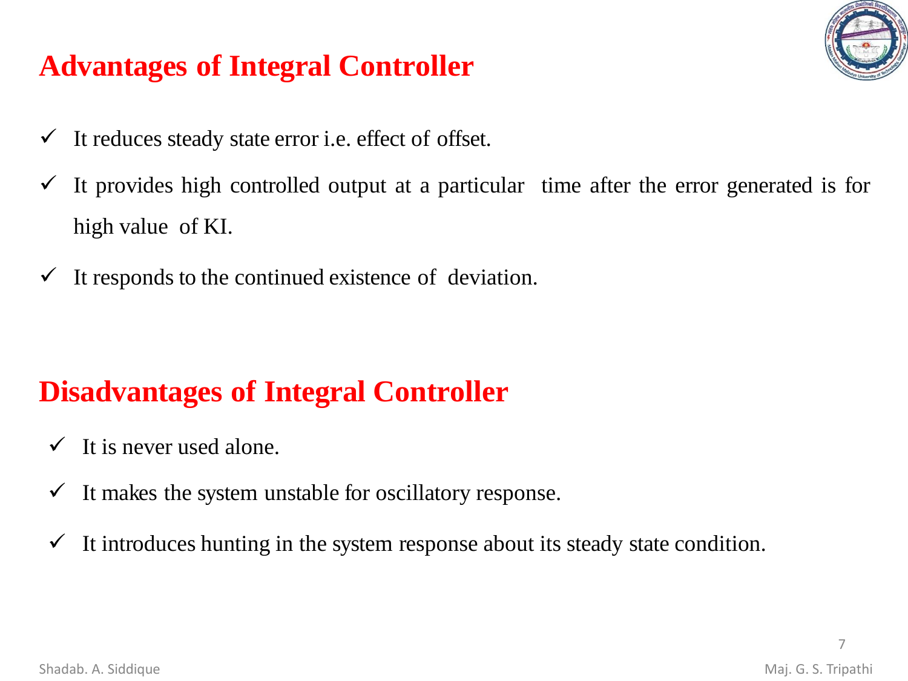## Advantages of Integral Controller

- ✓ It reduces steady state error i.e. effect of offset.
- ✓ It provides high controlled output at a particular time after the error generated is for high value of KI.
- ✓ It responds to the continued existence of deviation.

## Disadvantages of Integral Controller

- ✓ It is never used alone.
- ✓ It makes the system unstable for oscillatory response.
- ✓ It introduces hunting in the system response about its steady state condition.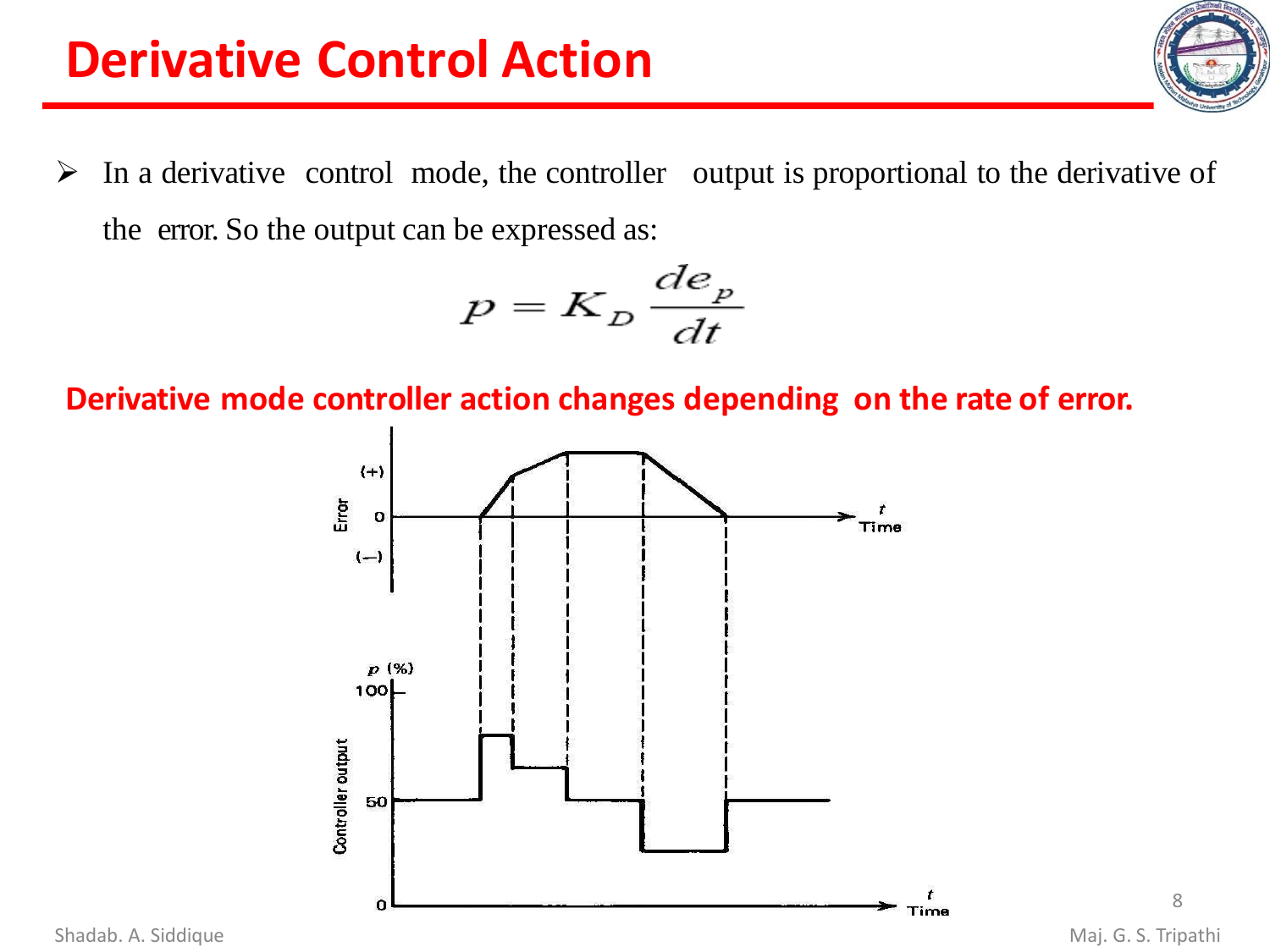# Derivative Control Action

- In a derivative control mode, the controller output is proportional to the derivative of the error. So the output can be expressed as:

$$p = K_D \frac{de_p}{dt}$$

**Derivative mode controller action changes depending on the rate of error.**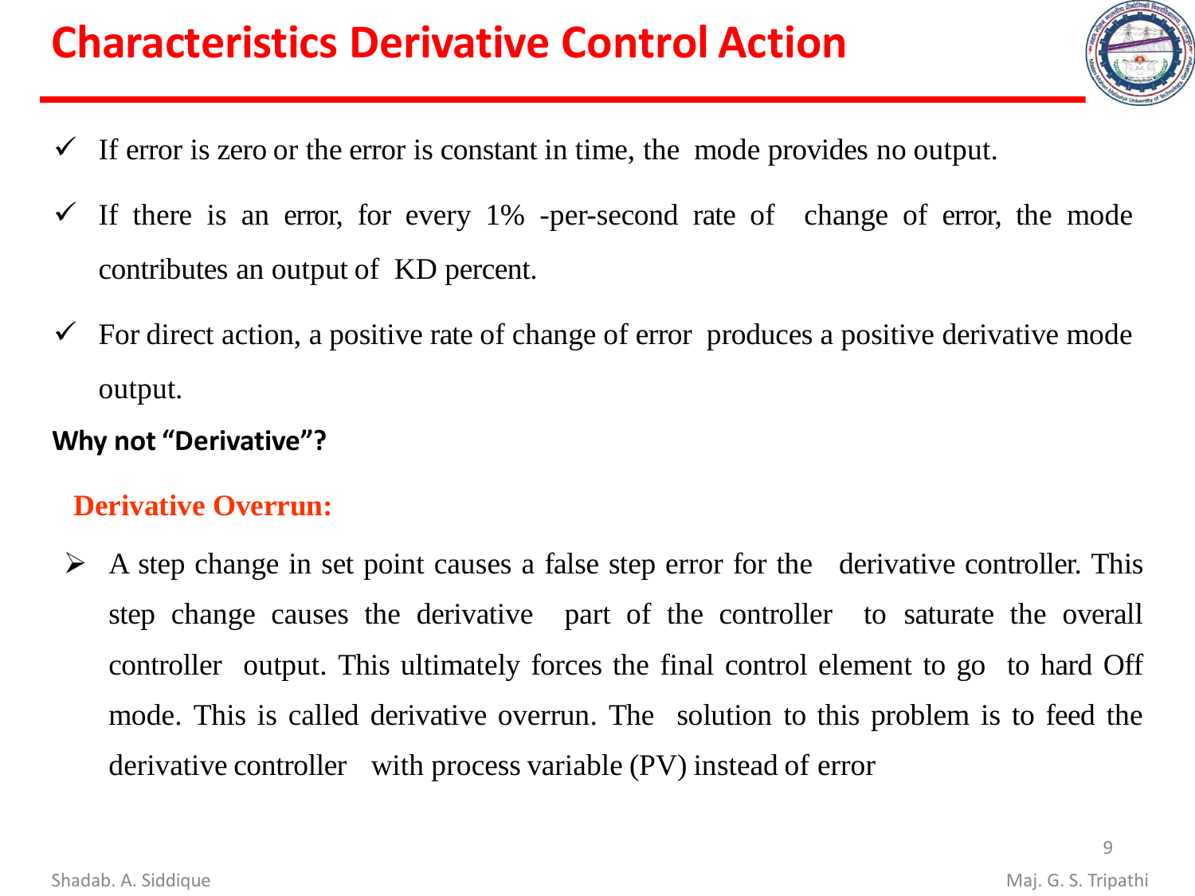# Characteristics Derivative Control Action

- ✓ If error is zero or the error is constant in time, the mode provides no output.
- ✓ If there is an error, for every 1% -per-second rate of change of error, the mode contributes an output of KD percent.
- ✓ For direct action, a positive rate of change of error produces a positive derivative mode output.

**Why not "Derivative"?**

**Derivative Overrun:**

- A step change in set point causes a false step error for the derivative controller. This step change causes the derivative part of the controller to saturate the overall controller output. This ultimately forces the final control element to go to hard Off mode. This is called derivative overrun. The solution to this problem is to feed the derivative controller with process variable (PV) instead of error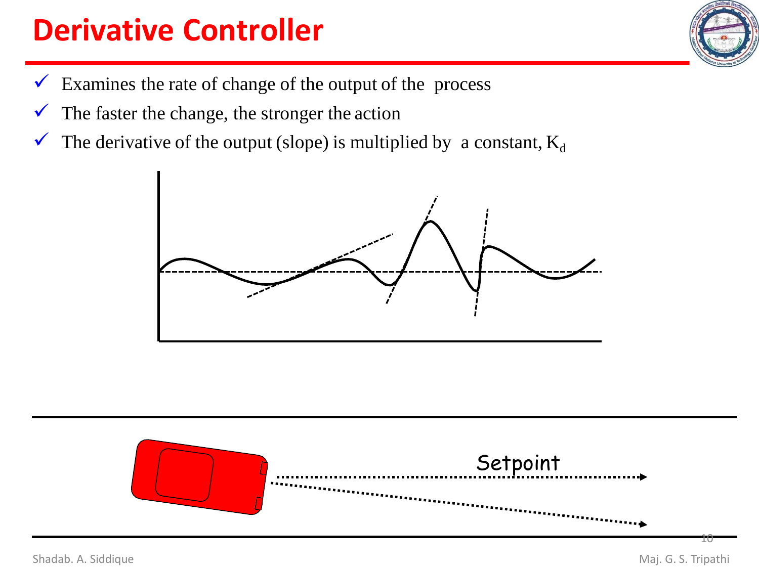# Derivative Controller

- Examines the rate of change of the output of the process
- The faster the change, the stronger the action
- The derivative of the output (slope) is multiplied by a constant, $K_d$

Setpoint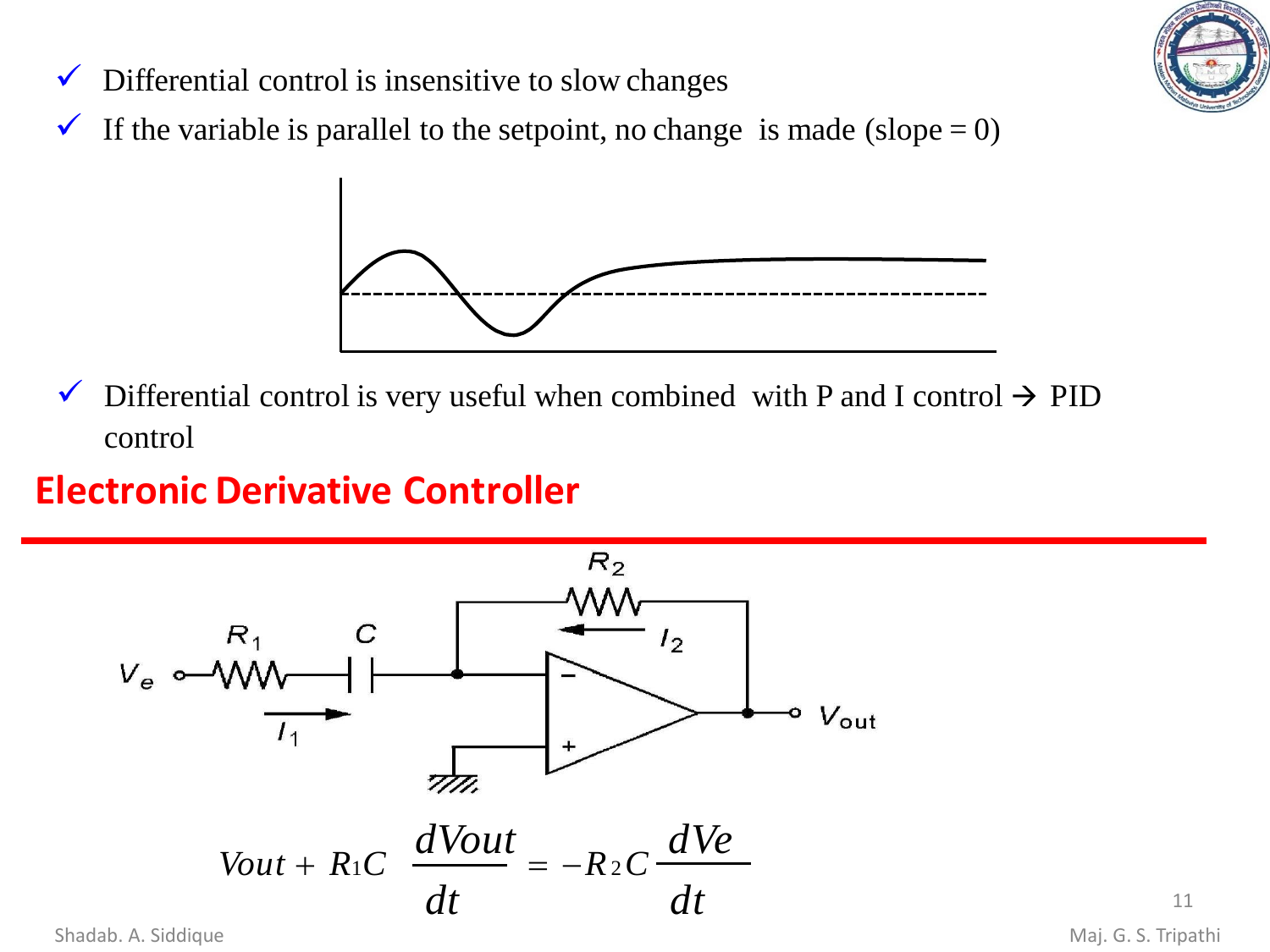- Differential control is insensitive to slow changes
- If the variable is parallel to the setpoint, no change is made (slope = 0)

- Differential control is very useful when combined with P and I control → PID control

## Electronic Derivative Controller

$$V_{out} + R_1 C \frac{dV_{out}}{dt} = -R_2 C \frac{dV_e}{dt}$$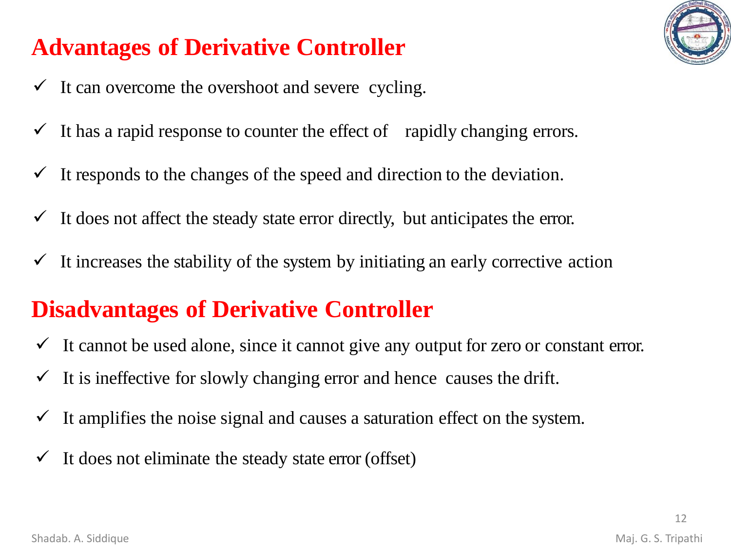## Advantages of Derivative Controller

- ✓ It can overcome the overshoot and severe cycling.
- ✓ It has a rapid response to counter the effect of rapidly changing errors.
- ✓ It responds to the changes of the speed and direction to the deviation.
- ✓ It does not affect the steady state error directly, but anticipates the error.
- ✓ It increases the stability of the system by initiating an early corrective action

## Disadvantages of Derivative Controller

- ✓ It cannot be used alone, since it cannot give any output for zero or constant error.
- ✓ It is ineffective for slowly changing error and hence causes the drift.
- ✓ It amplifies the noise signal and causes a saturation effect on the system.
- ✓ It does not eliminate the steady state error (offset)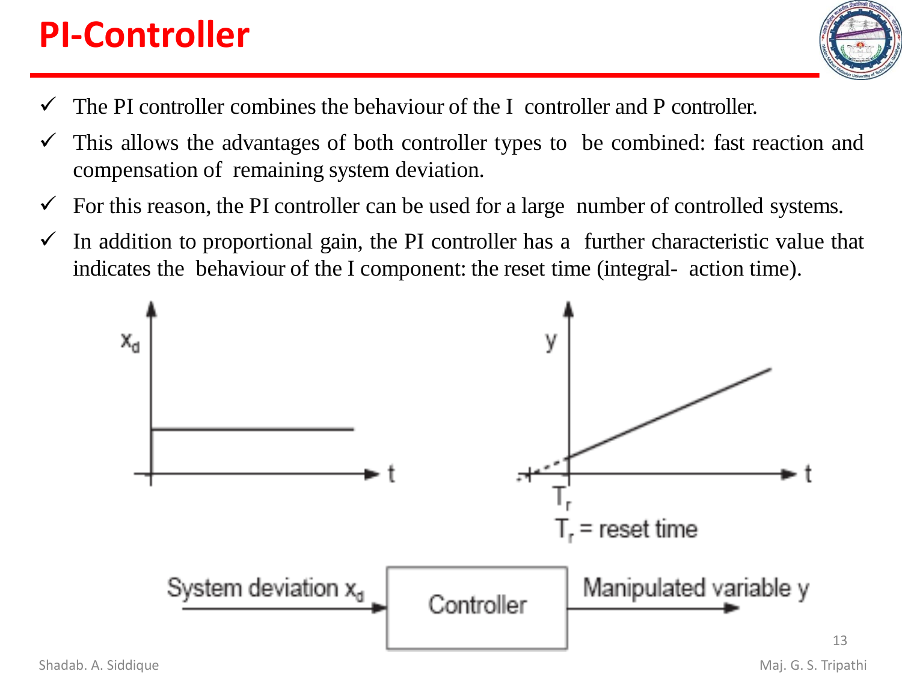# PI-Controller

- ✓ The PI controller combines the behaviour of the I controller and P controller.
- ✓ This allows the advantages of both controller types to be combined: fast reaction and compensation of remaining system deviation.
- ✓ For this reason, the PI controller can be used for a large number of controlled systems.
- ✓ In addition to proportional gain, the PI controller has a further characteristic value that indicates the behaviour of the I component: the reset time (integral- action time).

$T_r$ = reset time

System deviation $x_d$ → Controller → Manipulated variable y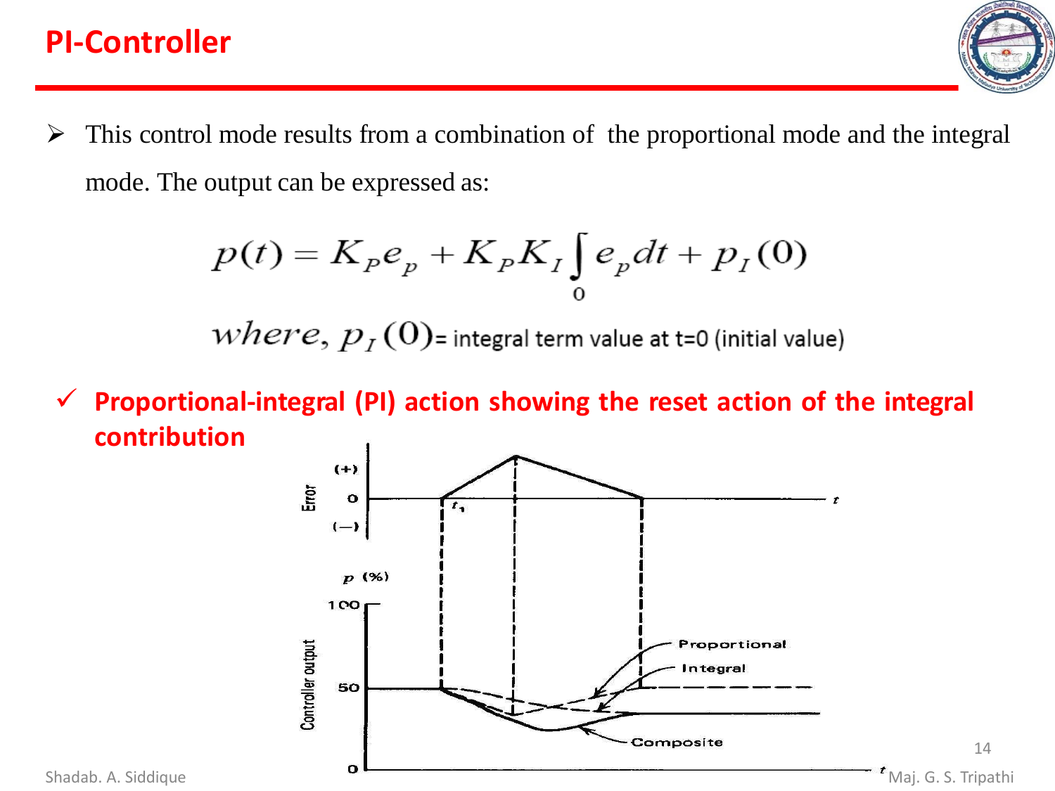# PI-Controller

- This control mode results from a combination of the proportional mode and the integral mode. The output can be expressed as:

$$p(t) = K_P e_p + K_P K_I \int_0 e_p dt + p_I(0)$$

$where,\ p_I(0)$= integral term value at t=0 (initial value)

- **Proportional-integral (PI) action showing the reset action of the integral contribution**

Error
(+)
0
(−)
$t_1$
$t$
$p$ (%)
100
50
0
Controller output
Proportional
Integral
Composite
$t$

Shadab. A. Siddique

Maj. G. S. Tripathi